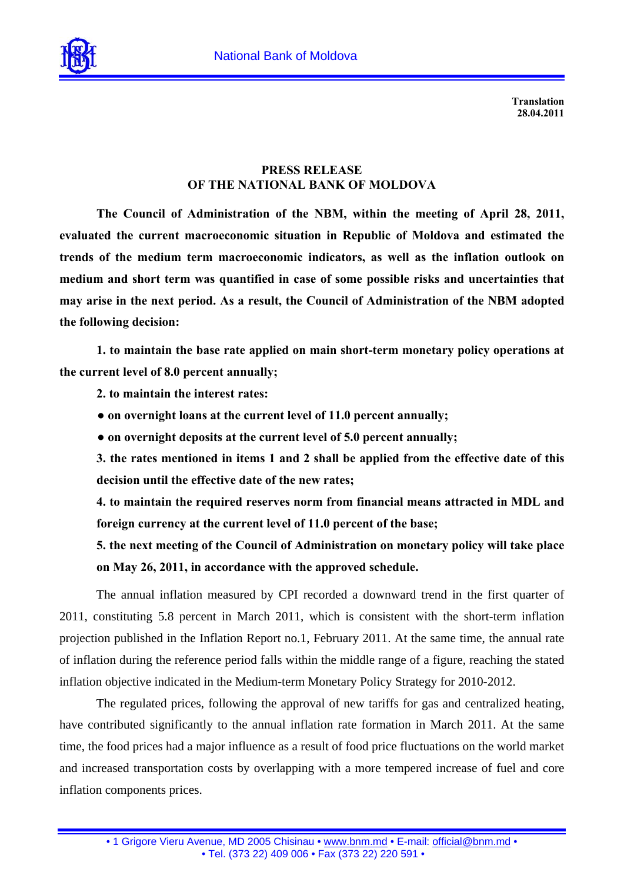National Bank of Moldova

**Translation**
**28.04.2011**

# PRESS RELEASE
# OF THE NATIONAL BANK OF MOLDOVA

**The Council of Administration of the NBM, within the meeting of April 28, 2011, evaluated the current macroeconomic situation in Republic of Moldova and estimated the trends of the medium term macroeconomic indicators, as well as the inflation outlook on medium and short term was quantified in case of some possible risks and uncertainties that may arise in the next period. As a result, the Council of Administration of the NBM adopted the following decision:**

**1. to maintain the base rate applied on main short-term monetary policy operations at the current level of 8.0 percent annually;**

**2. to maintain the interest rates:**

**● on overnight loans at the current level of 11.0 percent annually;**

**● on overnight deposits at the current level of 5.0 percent annually;**

**3. the rates mentioned in items 1 and 2 shall be applied from the effective date of this decision until the effective date of the new rates;**

**4. to maintain the required reserves norm from financial means attracted in MDL and foreign currency at the current level of 11.0 percent of the base;**

**5. the next meeting of the Council of Administration on monetary policy will take place on May 26, 2011, in accordance with the approved schedule.**

The annual inflation measured by CPI recorded a downward trend in the first quarter of 2011, constituting 5.8 percent in March 2011, which is consistent with the short-term inflation projection published in the Inflation Report no.1, February 2011. At the same time, the annual rate of inflation during the reference period falls within the middle range of a figure, reaching the stated inflation objective indicated in the Medium-term Monetary Policy Strategy for 2010-2012.

The regulated prices, following the approval of new tariffs for gas and centralized heating, have contributed significantly to the annual inflation rate formation in March 2011. At the same time, the food prices had a major influence as a result of food price fluctuations on the world market and increased transportation costs by overlapping with a more tempered increase of fuel and core inflation components prices.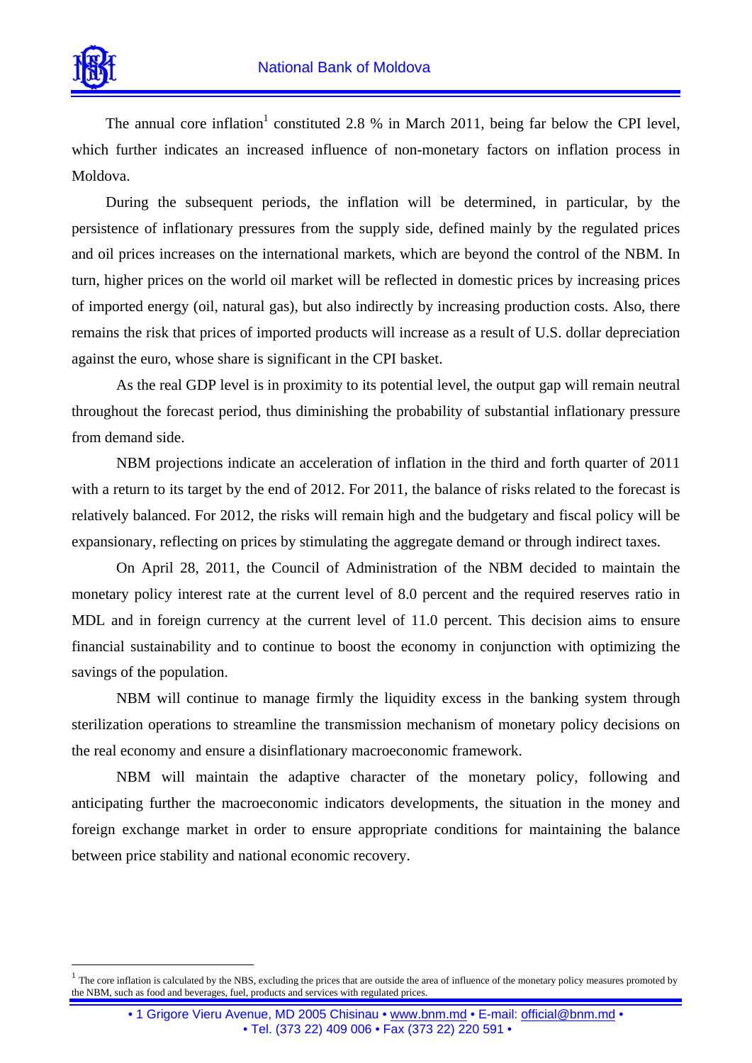The annual core inflation[1] constituted 2.8 % in March 2011, being far below the CPI level, which further indicates an increased influence of non-monetary factors on inflation process in Moldova.

During the subsequent periods, the inflation will be determined, in particular, by the persistence of inflationary pressures from the supply side, defined mainly by the regulated prices and oil prices increases on the international markets, which are beyond the control of the NBM. In turn, higher prices on the world oil market will be reflected in domestic prices by increasing prices of imported energy (oil, natural gas), but also indirectly by increasing production costs. Also, there remains the risk that prices of imported products will increase as a result of U.S. dollar depreciation against the euro, whose share is significant in the CPI basket.

As the real GDP level is in proximity to its potential level, the output gap will remain neutral throughout the forecast period, thus diminishing the probability of substantial inflationary pressure from demand side.

NBM projections indicate an acceleration of inflation in the third and forth quarter of 2011 with a return to its target by the end of 2012. For 2011, the balance of risks related to the forecast is relatively balanced. For 2012, the risks will remain high and the budgetary and fiscal policy will be expansionary, reflecting on prices by stimulating the aggregate demand or through indirect taxes.

On April 28, 2011, the Council of Administration of the NBM decided to maintain the monetary policy interest rate at the current level of 8.0 percent and the required reserves ratio in MDL and in foreign currency at the current level of 11.0 percent. This decision aims to ensure financial sustainability and to continue to boost the economy in conjunction with optimizing the savings of the population.

NBM will continue to manage firmly the liquidity excess in the banking system through sterilization operations to streamline the transmission mechanism of monetary policy decisions on the real economy and ensure a disinflationary macroeconomic framework.

NBM will maintain the adaptive character of the monetary policy, following and anticipating further the macroeconomic indicators developments, the situation in the money and foreign exchange market in order to ensure appropriate conditions for maintaining the balance between price stability and national economic recovery.

---

[1] The core inflation is calculated by the NBS, excluding the prices that are outside the area of influence of the monetary policy measures promoted by the NBM, such as food and beverages, fuel, products and services with regulated prices.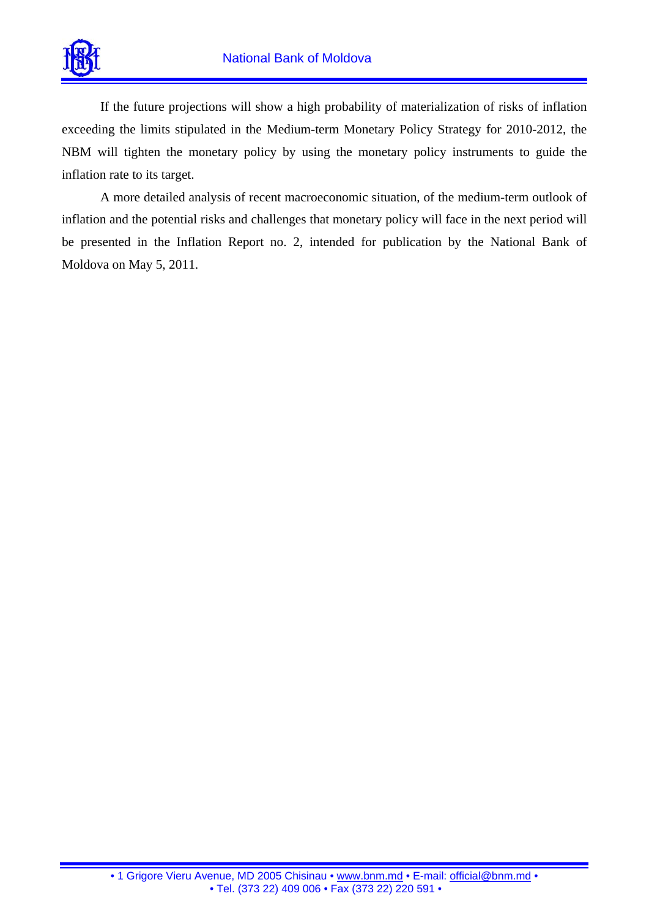If the future projections will show a high probability of materialization of risks of inflation exceeding the limits stipulated in the Medium-term Monetary Policy Strategy for 2010-2012, the NBM will tighten the monetary policy by using the monetary policy instruments to guide the inflation rate to its target.

A more detailed analysis of recent macroeconomic situation, of the medium-term outlook of inflation and the potential risks and challenges that monetary policy will face in the next period will be presented in the Inflation Report no. 2, intended for publication by the National Bank of Moldova on May 5, 2011.